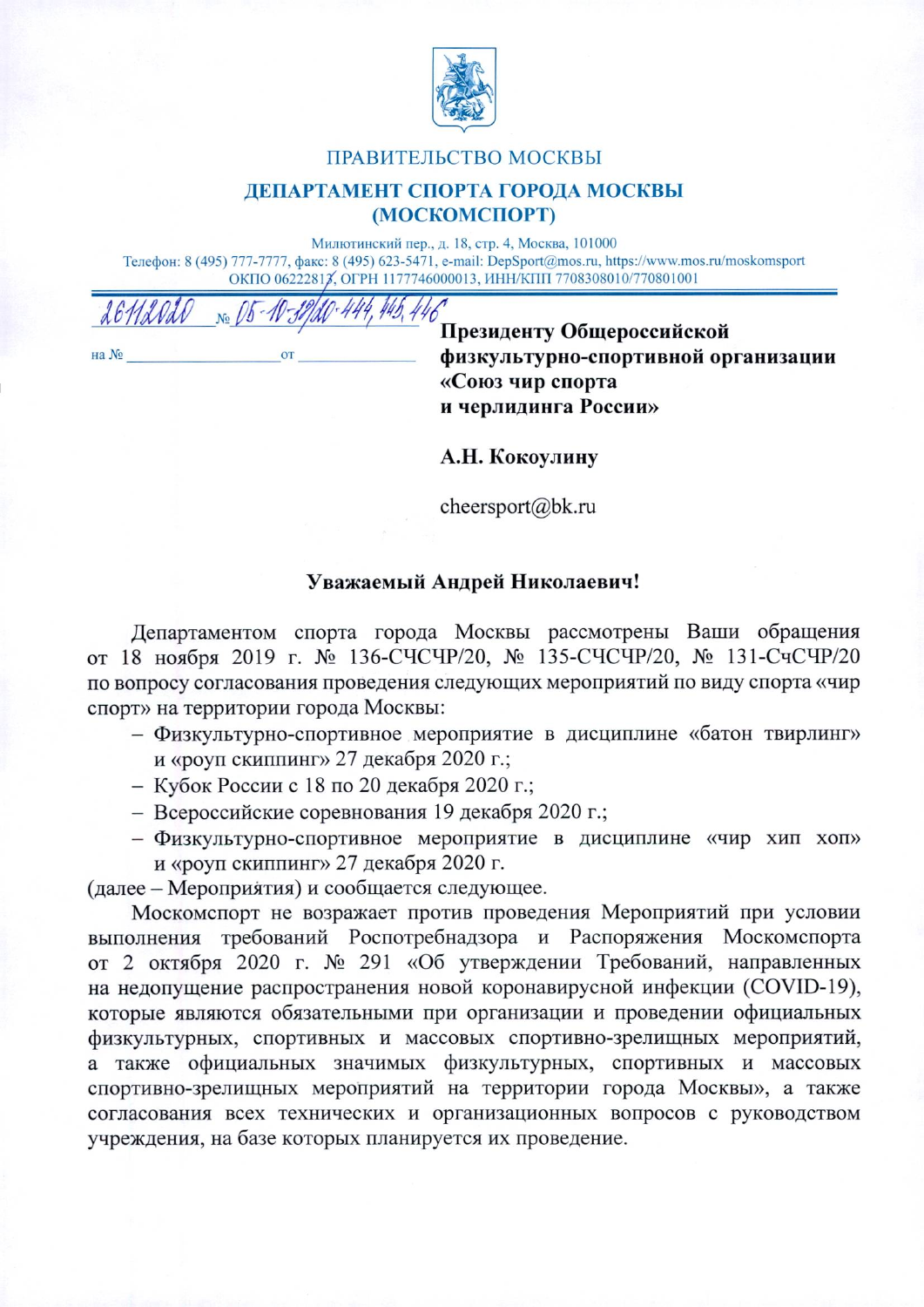ПРАВИТЕЛЬСТВО МОСКВЫ

**ДЕПАРТАМЕНТ СПОРТА ГОРОДА МОСКВЫ**
**(МОСКОМСПОРТ)**

Милютинский пер., д. 18, стр. 4, Москва, 101000
Телефон: 8 (495) 777-7777, факс: 8 (495) 623-5471, e-mail: DepSport@mos.ru, https://www.mos.ru/moskomsport
ОКПО 06222817, ОГРН 1177746000013, ИНН/КПП 7708308010/770801001

26.11.2020 № 05-10-39/20-444, 445, 446

на № ________________ от ______________

**Президенту Общероссийской физкультурно-спортивной организации «Союз чир спорта и черлидинга России»**

**А.Н. Кокоулину**

cheersport@bk.ru

**Уважаемый Андрей Николаевич!**

Департаментом спорта города Москвы рассмотрены Ваши обращения от 18 ноября 2019 г. № 136-СЧСЧР/20, № 135-СЧСЧР/20, № 131-СчСЧР/20 по вопросу согласования проведения следующих мероприятий по виду спорта «чир спорт» на территории города Москвы:

- Физкультурно-спортивное мероприятие в дисциплине «батон твирлинг» и «роуп скиппинг» 27 декабря 2020 г.;
- Кубок России с 18 по 20 декабря 2020 г.;
- Всероссийские соревнования 19 декабря 2020 г.;
- Физкультурно-спортивное мероприятие в дисциплине «чир хип хоп» и «роуп скиппинг» 27 декабря 2020 г.

(далее – Мероприятия) и сообщается следующее.

Москомспорт не возражает против проведения Мероприятий при условии выполнения требований Роспотребнадзора и Распоряжения Москомспорта от 2 октября 2020 г. № 291 «Об утверждении Требований, направленных на недопущение распространения новой коронавирусной инфекции (COVID-19), которые являются обязательными при организации и проведении официальных физкультурных, спортивных и массовых спортивно-зрелищных мероприятий, а также официальных значимых физкультурных, спортивных и массовых спортивно-зрелищных мероприятий на территории города Москвы», а также согласования всех технических и организационных вопросов с руководством учреждения, на базе которых планируется их проведение.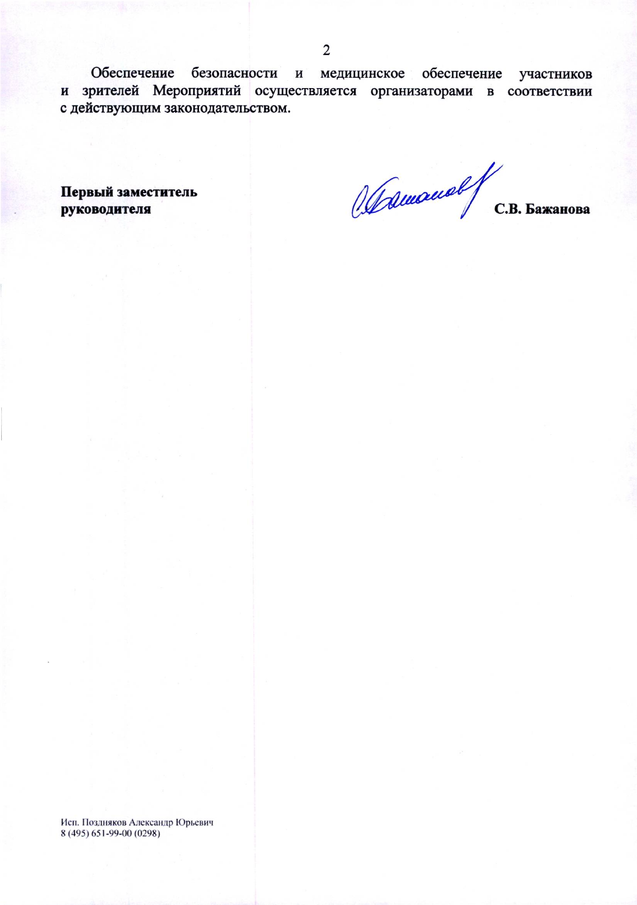**Обеспечение безопасности и медицинское обеспечение участников и зрителей Мероприятий осуществляется организаторами в соответствии с действующим законодательством.**

**Первый заместитель руководителя** **С.В. Бажанова**

Исп. Поздняков Александр Юрьевич
8 (495) 651-99-00 (0298)